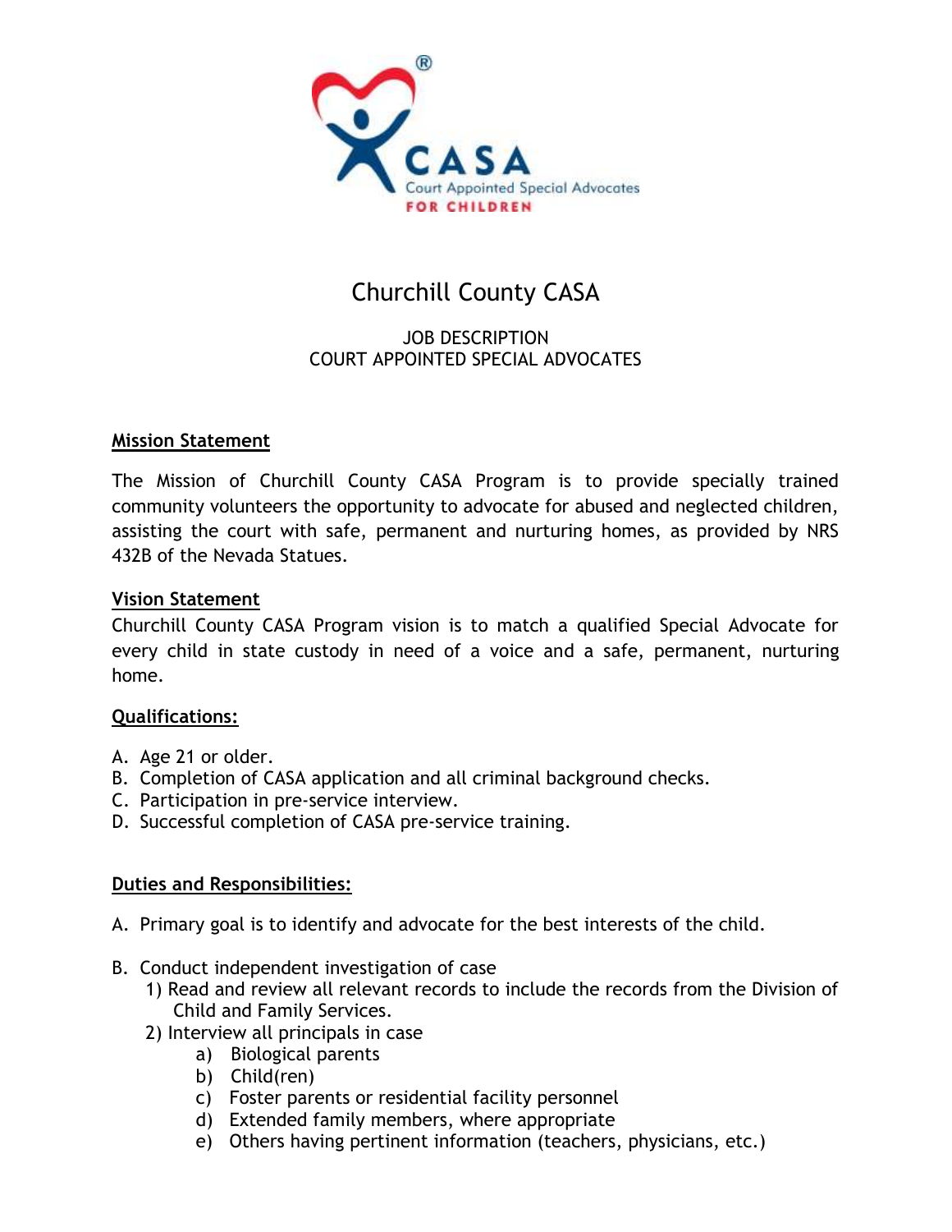# Churchill County CASA

JOB DESCRIPTION
COURT APPOINTED SPECIAL ADVOCATES

**Mission Statement**

The Mission of Churchill County CASA Program is to provide specially trained community volunteers the opportunity to advocate for abused and neglected children, assisting the court with safe, permanent and nurturing homes, as provided by NRS 432B of the Nevada Statues.

**Vision Statement**

Churchill County CASA Program vision is to match a qualified Special Advocate for every child in state custody in need of a voice and a safe, permanent, nurturing home.

**Qualifications:**

A. Age 21 or older.
B. Completion of CASA application and all criminal background checks.
C. Participation in pre-service interview.
D. Successful completion of CASA pre-service training.

**Duties and Responsibilities:**

A. Primary goal is to identify and advocate for the best interests of the child.

B. Conduct independent investigation of case
   1) Read and review all relevant records to include the records from the Division of Child and Family Services.
   2) Interview all principals in case
      a) Biological parents
      b) Child(ren)
      c) Foster parents or residential facility personnel
      d) Extended family members, where appropriate
      e) Others having pertinent information (teachers, physicians, etc.)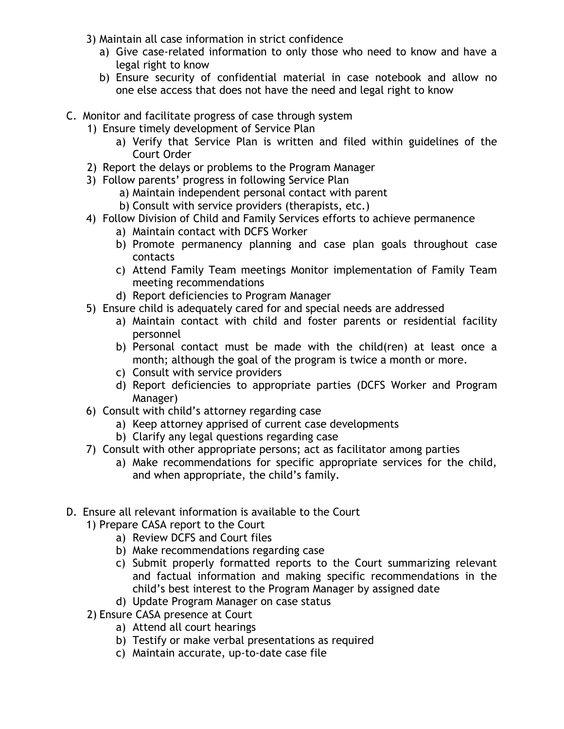3) Maintain all case information in strict confidence
    a) Give case-related information to only those who need to know and have a legal right to know
    b) Ensure security of confidential material in case notebook and allow no one else access that does not have the need and legal right to know

C. Monitor and facilitate progress of case through system
    1) Ensure timely development of Service Plan
        a) Verify that Service Plan is written and filed within guidelines of the Court Order
    2) Report the delays or problems to the Program Manager
    3) Follow parents' progress in following Service Plan
        a) Maintain independent personal contact with parent
        b) Consult with service providers (therapists, etc.)
    4) Follow Division of Child and Family Services efforts to achieve permanence
        a) Maintain contact with DCFS Worker
        b) Promote permanency planning and case plan goals throughout case contacts
        c) Attend Family Team meetings Monitor implementation of Family Team meeting recommendations
        d) Report deficiencies to Program Manager
    5) Ensure child is adequately cared for and special needs are addressed
        a) Maintain contact with child and foster parents or residential facility personnel
        b) Personal contact must be made with the child(ren) at least once a month; although the goal of the program is twice a month or more.
        c) Consult with service providers
        d) Report deficiencies to appropriate parties (DCFS Worker and Program Manager)
    6) Consult with child's attorney regarding case
        a) Keep attorney apprised of current case developments
        b) Clarify any legal questions regarding case
    7) Consult with other appropriate persons; act as facilitator among parties
        a) Make recommendations for specific appropriate services for the child, and when appropriate, the child's family.

D. Ensure all relevant information is available to the Court
    1) Prepare CASA report to the Court
        a) Review DCFS and Court files
        b) Make recommendations regarding case
        c) Submit properly formatted reports to the Court summarizing relevant and factual information and making specific recommendations in the child's best interest to the Program Manager by assigned date
        d) Update Program Manager on case status
    2) Ensure CASA presence at Court
        a) Attend all court hearings
        b) Testify or make verbal presentations as required
        c) Maintain accurate, up-to-date case file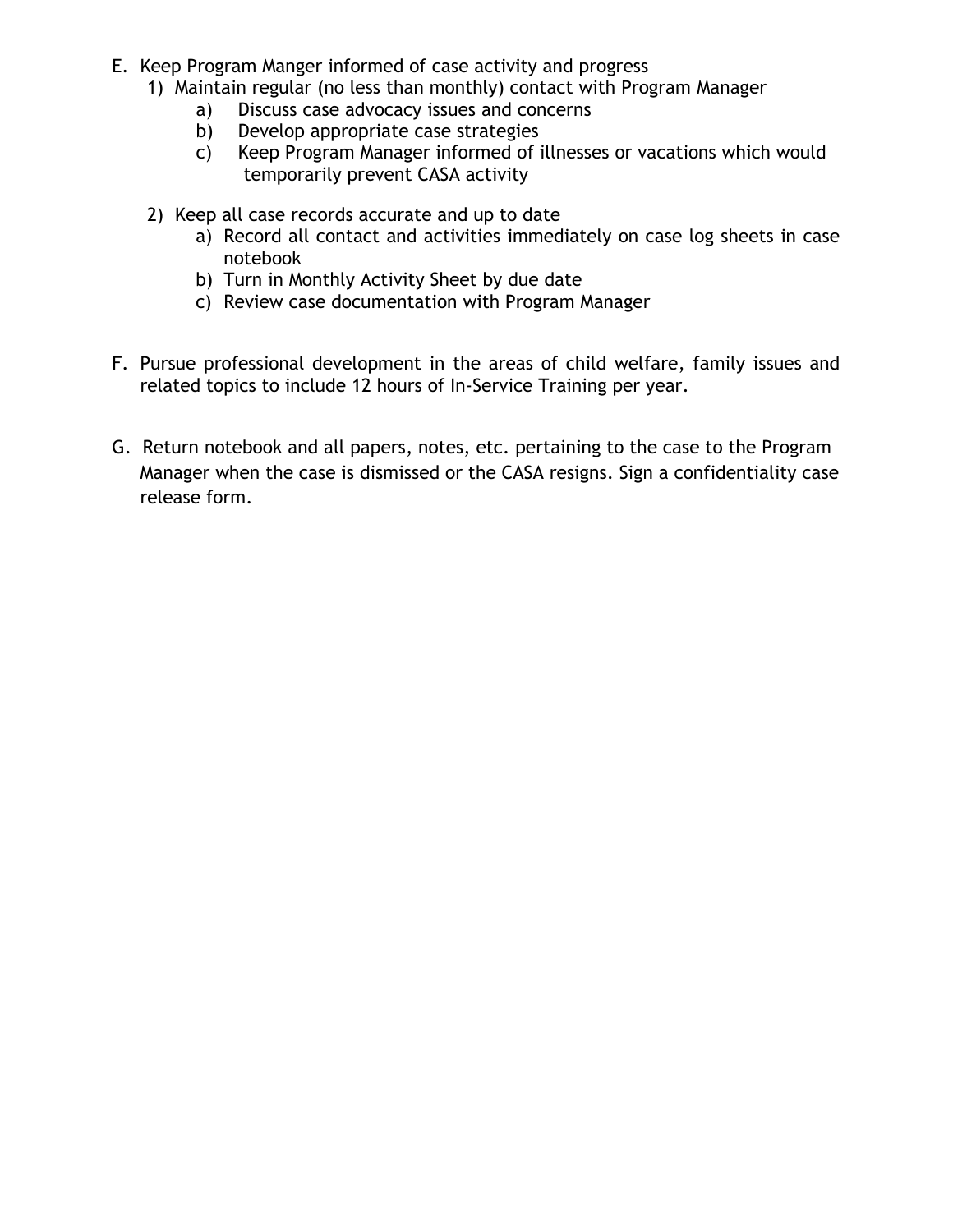E. Keep Program Manger informed of case activity and progress
    1) Maintain regular (no less than monthly) contact with Program Manager
        a) Discuss case advocacy issues and concerns
        b) Develop appropriate case strategies
        c) Keep Program Manager informed of illnesses or vacations which would temporarily prevent CASA activity
    2) Keep all case records accurate and up to date
        a) Record all contact and activities immediately on case log sheets in case notebook
        b) Turn in Monthly Activity Sheet by due date
        c) Review case documentation with Program Manager

F. Pursue professional development in the areas of child welfare, family issues and related topics to include 12 hours of In-Service Training per year.

G. Return notebook and all papers, notes, etc. pertaining to the case to the Program Manager when the case is dismissed or the CASA resigns. Sign a confidentiality case release form.